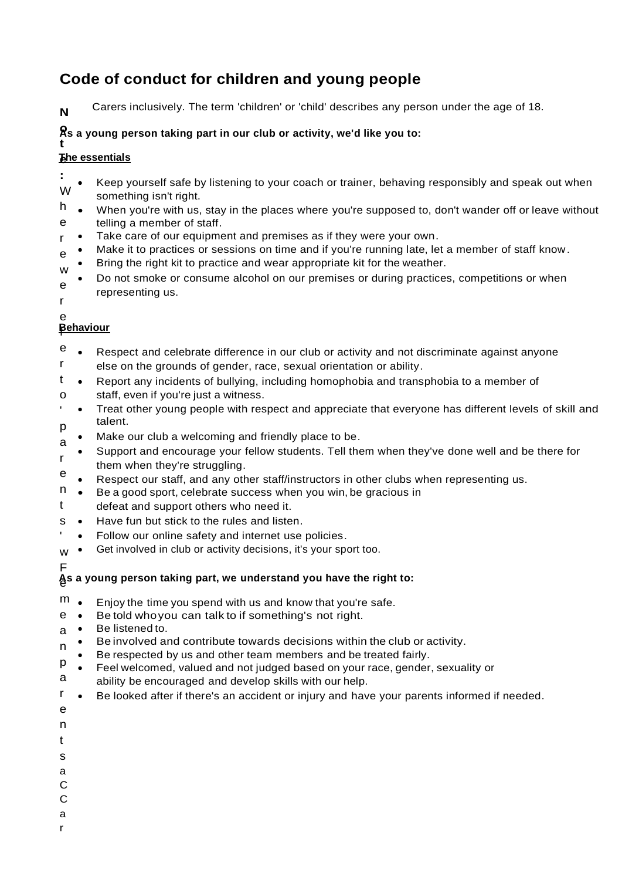# Code of conduct for children and young people

**Note:** Where we refer to 'parents' we mean parents and Carers inclusively. The term 'children' or 'child' describes any person under the age of 18.

**As a young person taking part in our club or activity, we'd like you to:**

**The essentials**

- Keep yourself safe by listening to your coach or trainer, behaving responsibly and speak out when something isn't right.
- When you're with us, stay in the places where you're supposed to, don't wander off or leave without telling a member of staff.
- Take care of our equipment and premises as if they were your own.
- Make it to practices or sessions on time and if you're running late, let a member of staff know.
- Bring the right kit to practice and wear appropriate kit for the weather.
- Do not smoke or consume alcohol on our premises or during practices, competitions or when representing us.

**Behaviour**

- Respect and celebrate difference in our club or activity and not discriminate against anyone else on the grounds of gender, race, sexual orientation or ability.
- Report any incidents of bullying, including homophobia and transphobia to a member of staff, even if you're just a witness.
- Treat other young people with respect and appreciate that everyone has different levels of skill and talent.
- Make our club a welcoming and friendly place to be.
- Support and encourage your fellow students. Tell them when they've done well and be there for them when they're struggling.
- Respect our staff, and any other staff/instructors in other clubs when representing us.
- Be a good sport, celebrate success when you win, be gracious in defeat and support others who need it.
- Have fun but stick to the rules and listen.
- Follow our online safety and internet use policies.
- Get involved in club or activity decisions, it's your sport too.

**As a young person taking part, we understand you have the right to:**

- Enjoy the time you spend with us and know that you're safe.
- Be told who you can talk to if something's not right.
- Be listened to.
- Be involved and contribute towards decisions within the club or activity.
- Be respected by us and other team members and be treated fairly.
- Feel welcomed, valued and not judged based on your race, gender, sexuality or ability be encouraged and develop skills with our help.
- Be looked after if there's an accident or injury and have your parents informed if needed.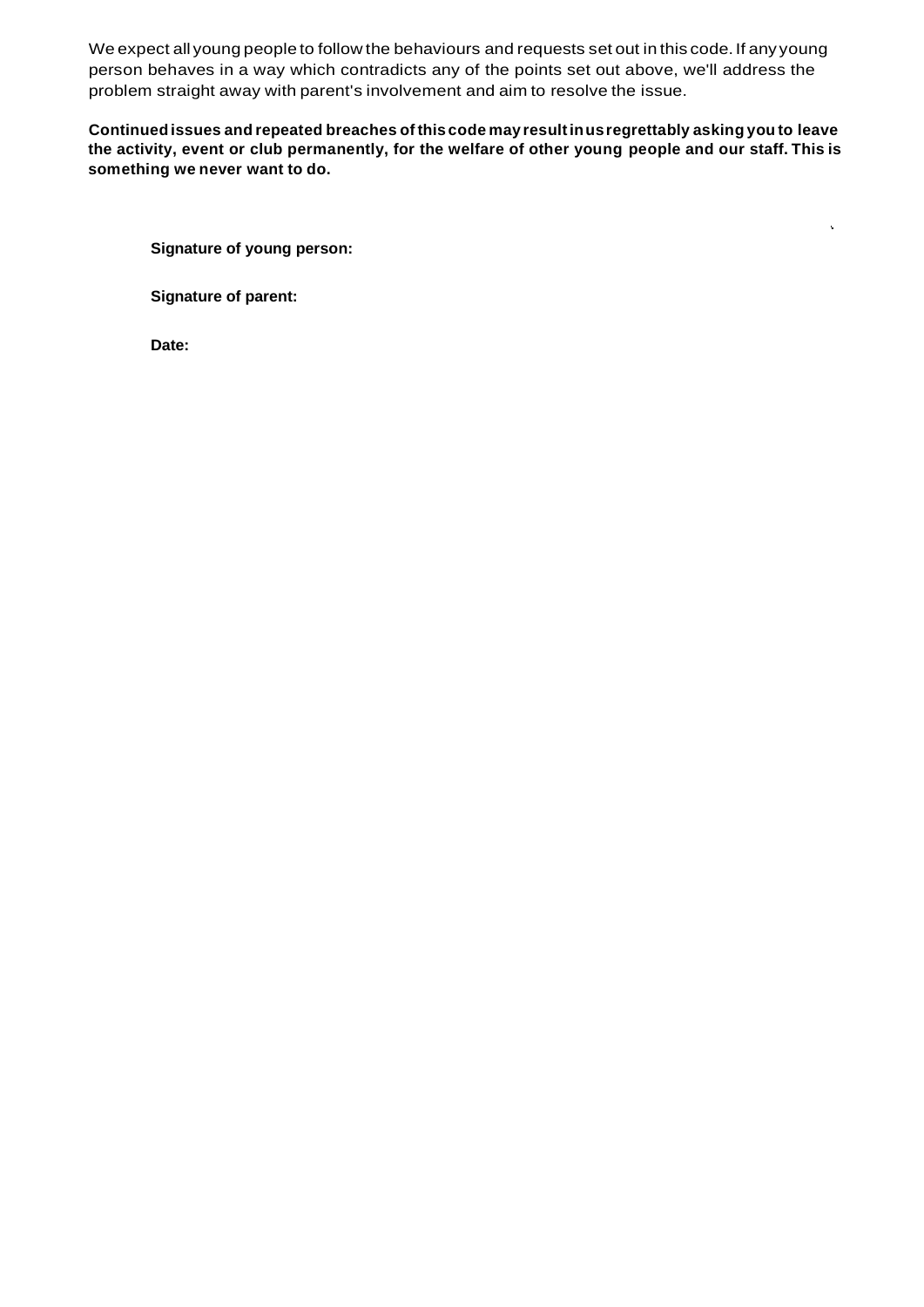We expect all young people to follow the behaviours and requests set out in this code. If any young person behaves in a way which contradicts any of the points set out above, we'll address the problem straight away with parent's involvement and aim to resolve the issue.

**Continued issues and repeated breaches of this code may result in us regrettably asking you to leave the activity, event or club permanently, for the welfare of other young people and our staff. This is something we never want to do.**

**Signature of young person:**

**Signature of parent:**

**Date:**